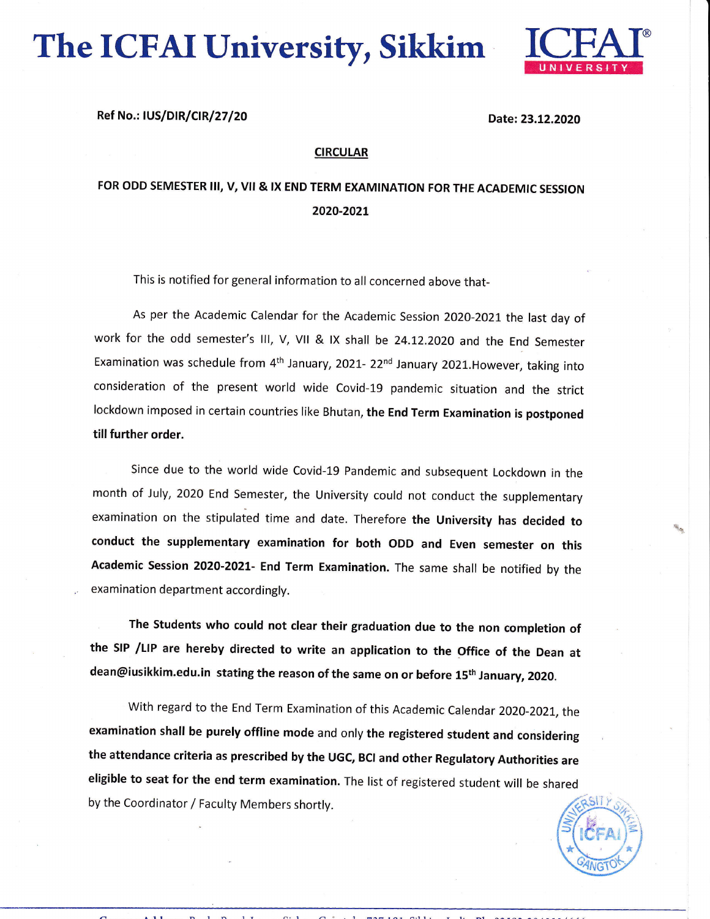# The ICFAI University, Sikkim

**Ref No.: IUS/DIR/CIR/27/20** **Date: 23.12.2020**

**CIRCULAR**

**FOR ODD SEMESTER III, V, VII & IX END TERM EXAMINATION FOR THE ACADEMIC SESSION 2020-2021**

This is notified for general information to all concerned above that-

As per the Academic Calendar for the Academic Session 2020-2021 the last day of work for the odd semester's III, V, VII & IX shall be 24.12.2020 and the End Semester Examination was schedule from 4th January, 2021- 22nd January 2021.However, taking into consideration of the present world wide Covid-19 pandemic situation and the strict lockdown imposed in certain countries like Bhutan, **the End Term Examination is postponed till further order.**

Since due to the world wide Covid-19 Pandemic and subsequent Lockdown in the month of July, 2020 End Semester, the University could not conduct the supplementary examination on the stipulated time and date. Therefore **the University has decided to conduct the supplementary examination for both ODD and Even semester on this Academic Session 2020-2021- End Term Examination.** The same shall be notified by the examination department accordingly.

**The Students who could not clear their graduation due to the non completion of the SIP /LIP are hereby directed to write an application to the Office of the Dean at dean@iusikkim.edu.in stating the reason of the same on or before 15th January, 2020.**

With regard to the End Term Examination of this Academic Calendar 2020-2021, the **examination shall be purely offline mode** and only **the registered student and considering the attendance criteria as prescribed by the UGC, BCI and other Regulatory Authorities are eligible to seat for the end term examination.** The list of registered student will be shared by the Coordinator / Faculty Members shortly.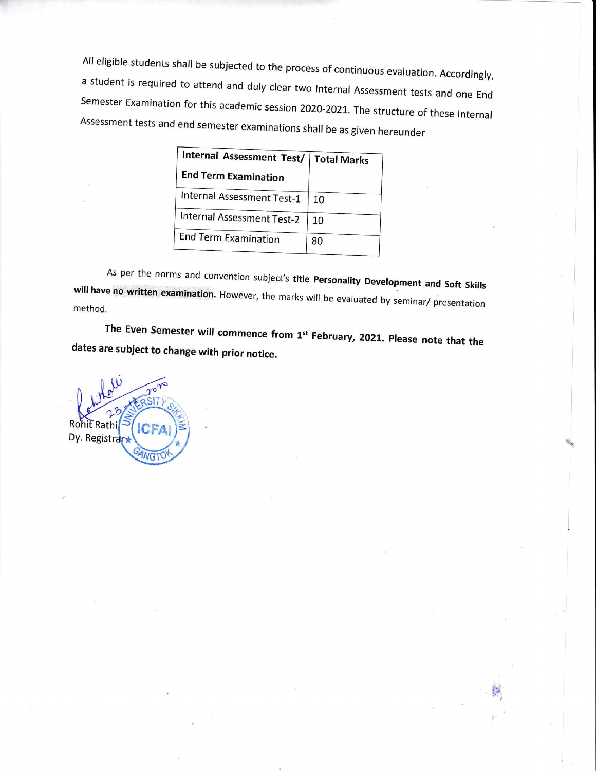All eligible students shall be subjected to the process of continuous evaluation. Accordingly, a student is required to attend and duly clear two Internal Assessment tests and one End Semester Examination for this academic session 2020-2021. The structure of these Internal Assessment tests and end semester examinations shall be as given hereunder

| **Internal Assessment Test/ End Term Examination** | **Total Marks** |
|---|---|
| Internal Assessment Test-1 | 10 |
| Internal Assessment Test-2 | 10 |
| End Term Examination | 80 |

As per the norms and convention subject's title **Personality Development and Soft Skills will have no written examination.** However, the marks will be evaluated by seminar/ presentation method.

**The Even Semester will commence from 1st February, 2021. Please note that the dates are subject to change with prior notice.**

Rohit Rathi
Dy. Registrar